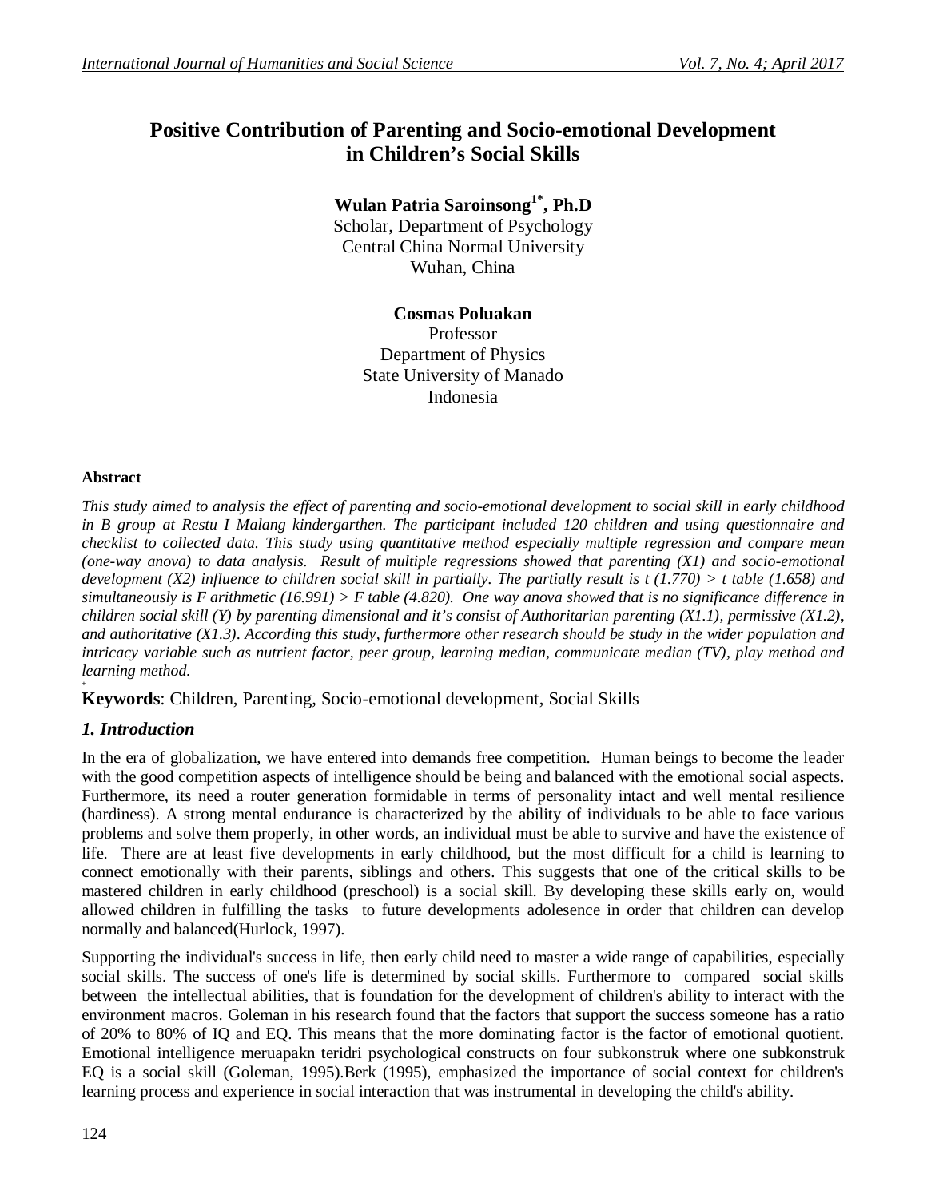# Positive Contribution of Parenting and Socio-emotional Development in Children's Social Skills

**Wulan Patria Saroinsong[1*], Ph.D**
Scholar, Department of Psychology
Central China Normal University
Wuhan, China

**Cosmas Poluakan**
Professor
Department of Physics
State University of Manado
Indonesia

**Abstract**

*This study aimed to analysis the effect of parenting and socio-emotional development to social skill in early childhood in B group at Restu I Malang kindergarthen. The participant included 120 children and using questionnaire and checklist to collected data. This study using quantitative method especially multiple regression and compare mean (one-way anova) to data analysis. Result of multiple regressions showed that parenting (X1) and socio-emotional development (X2) influence to children social skill in partially. The partially result is t (1.770) > t table (1.658) and simultaneously is F arithmetic (16.991) > F table (4.820). One way anova showed that is no significance difference in children social skill (Y) by parenting dimensional and it's consist of Authoritarian parenting (X1.1), permissive (X1.2), and authoritative (X1.3). According this study, furthermore other research should be study in the wider population and intricacy variable such as nutrient factor, peer group, learning median, communicate median (TV), play method and learning method.*

**Keywords**: Children, Parenting, Socio-emotional development, Social Skills

## *1. Introduction*

In the era of globalization, we have entered into demands free competition. Human beings to become the leader with the good competition aspects of intelligence should be being and balanced with the emotional social aspects. Furthermore, its need a router generation formidable in terms of personality intact and well mental resilience (hardiness). A strong mental endurance is characterized by the ability of individuals to be able to face various problems and solve them properly, in other words, an individual must be able to survive and have the existence of life. There are at least five developments in early childhood, but the most difficult for a child is learning to connect emotionally with their parents, siblings and others. This suggests that one of the critical skills to be mastered children in early childhood (preschool) is a social skill. By developing these skills early on, would allowed children in fulfilling the tasks to future developments adolesence in order that children can develop normally and balanced(Hurlock, 1997).

Supporting the individual's success in life, then early child need to master a wide range of capabilities, especially social skills. The success of one's life is determined by social skills. Furthermore to compared social skills between the intellectual abilities, that is foundation for the development of children's ability to interact with the environment macros. Goleman in his research found that the factors that support the success someone has a ratio of 20% to 80% of IQ and EQ. This means that the more dominating factor is the factor of emotional quotient. Emotional intelligence meruapakn teridri psychological constructs on four subkonstruk where one subkonstruk EQ is a social skill (Goleman, 1995).Berk (1995), emphasized the importance of social context for children's learning process and experience in social interaction that was instrumental in developing the child's ability.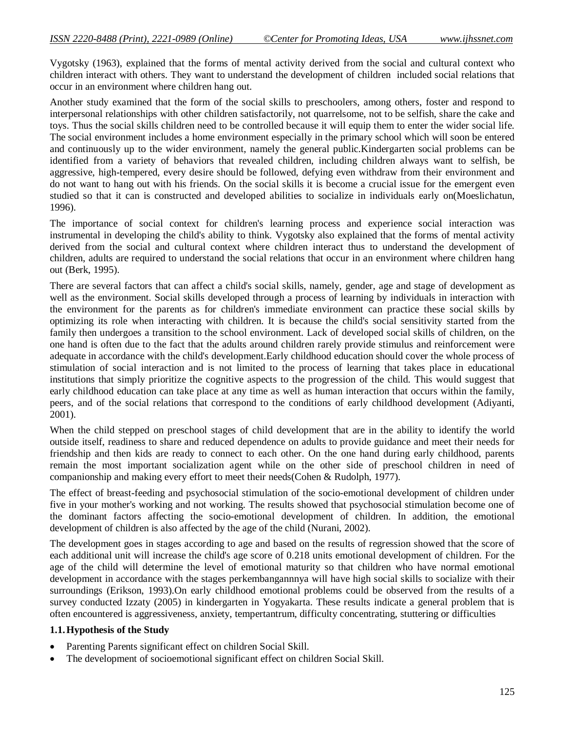Vygotsky (1963), explained that the forms of mental activity derived from the social and cultural context who children interact with others. They want to understand the development of children included social relations that occur in an environment where children hang out.

Another study examined that the form of the social skills to preschoolers, among others, foster and respond to interpersonal relationships with other children satisfactorily, not quarrelsome, not to be selfish, share the cake and toys. Thus the social skills children need to be controlled because it will equip them to enter the wider social life. The social environment includes a home environment especially in the primary school which will soon be entered and continuously up to the wider environment, namely the general public.Kindergarten social problems can be identified from a variety of behaviors that revealed children, including children always want to selfish, be aggressive, high-tempered, every desire should be followed, defying even withdraw from their environment and do not want to hang out with his friends. On the social skills it is become a crucial issue for the emergent even studied so that it can is constructed and developed abilities to socialize in individuals early on(Moeslichatun, 1996).

The importance of social context for children's learning process and experience social interaction was instrumental in developing the child's ability to think. Vygotsky also explained that the forms of mental activity derived from the social and cultural context where children interact thus to understand the development of children, adults are required to understand the social relations that occur in an environment where children hang out (Berk, 1995).

There are several factors that can affect a child's social skills, namely, gender, age and stage of development as well as the environment. Social skills developed through a process of learning by individuals in interaction with the environment for the parents as for children's immediate environment can practice these social skills by optimizing its role when interacting with children. It is because the child's social sensitivity started from the family then undergoes a transition to the school environment. Lack of developed social skills of children, on the one hand is often due to the fact that the adults around children rarely provide stimulus and reinforcement were adequate in accordance with the child's development.Early childhood education should cover the whole process of stimulation of social interaction and is not limited to the process of learning that takes place in educational institutions that simply prioritize the cognitive aspects to the progression of the child. This would suggest that early childhood education can take place at any time as well as human interaction that occurs within the family, peers, and of the social relations that correspond to the conditions of early childhood development (Adiyanti, 2001).

When the child stepped on preschool stages of child development that are in the ability to identify the world outside itself, readiness to share and reduced dependence on adults to provide guidance and meet their needs for friendship and then kids are ready to connect to each other. On the one hand during early childhood, parents remain the most important socialization agent while on the other side of preschool children in need of companionship and making every effort to meet their needs(Cohen & Rudolph, 1977).

The effect of breast-feeding and psychosocial stimulation of the socio-emotional development of children under five in your mother's working and not working. The results showed that psychosocial stimulation become one of the dominant factors affecting the socio-emotional development of children. In addition, the emotional development of children is also affected by the age of the child (Nurani, 2002).

The development goes in stages according to age and based on the results of regression showed that the score of each additional unit will increase the child's age score of 0.218 units emotional development of children. For the age of the child will determine the level of emotional maturity so that children who have normal emotional development in accordance with the stages perkembangannnya will have high social skills to socialize with their surroundings (Erikson, 1993).On early childhood emotional problems could be observed from the results of a survey conducted Izzaty (2005) in kindergarten in Yogyakarta. These results indicate a general problem that is often encountered is aggressiveness, anxiety, tempertantrum, difficulty concentrating, stuttering or difficulties

### 1.1. Hypothesis of the Study

- Parenting Parents significant effect on children Social Skill.
- The development of socioemotional significant effect on children Social Skill.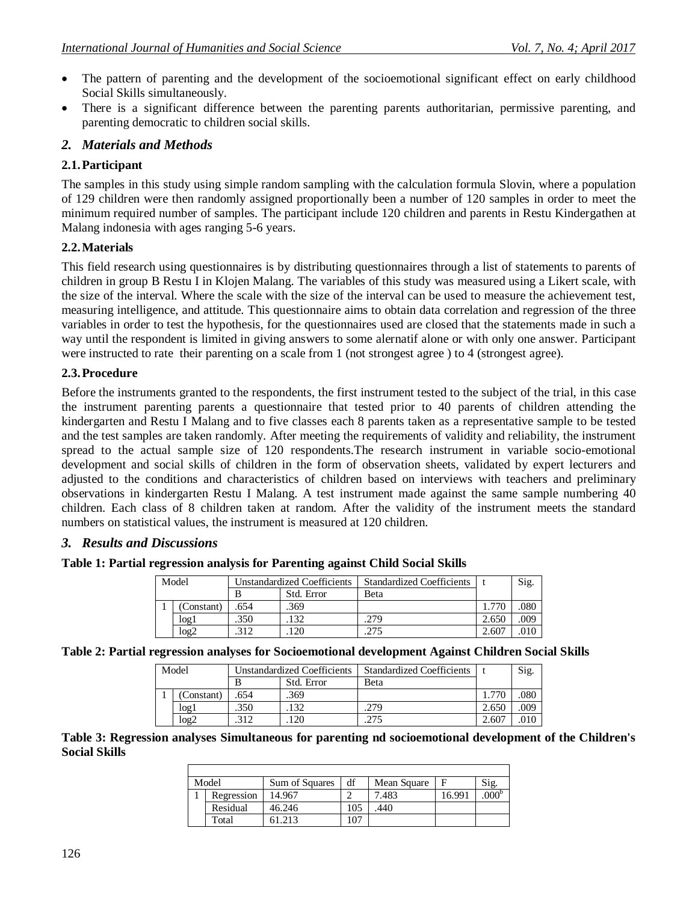- The pattern of parenting and the development of the socioemotional significant effect on early childhood Social Skills simultaneously.
- There is a significant difference between the parenting parents authoritarian, permissive parenting, and parenting democratic to children social skills.

## *2. Materials and Methods*

### 2.1. Participant

The samples in this study using simple random sampling with the calculation formula Slovin, where a population of 129 children were then randomly assigned proportionally been a number of 120 samples in order to meet the minimum required number of samples. The participant include 120 children and parents in Restu Kindergathen at Malang indonesia with ages ranging 5-6 years.

### 2.2. Materials

This field research using questionnaires is by distributing questionnaires through a list of statements to parents of children in group B Restu I in Klojen Malang. The variables of this study was measured using a Likert scale, with the size of the interval. Where the scale with the size of the interval can be used to measure the achievement test, measuring intelligence, and attitude. This questionnaire aims to obtain data correlation and regression of the three variables in order to test the hypothesis, for the questionnaires used are closed that the statements made in such a way until the respondent is limited in giving answers to some alernatif alone or with only one answer. Participant were instructed to rate their parenting on a scale from 1 (not strongest agree ) to 4 (strongest agree).

### 2.3. Procedure

Before the instruments granted to the respondents, the first instrument tested to the subject of the trial, in this case the instrument parenting parents a questionnaire that tested prior to 40 parents of children attending the kindergarten and Restu I Malang and to five classes each 8 parents taken as a representative sample to be tested and the test samples are taken randomly. After meeting the requirements of validity and reliability, the instrument spread to the actual sample size of 120 respondents.The research instrument in variable socio-emotional development and social skills of children in the form of observation sheets, validated by expert lecturers and adjusted to the conditions and characteristics of children based on interviews with teachers and preliminary observations in kindergarten Restu I Malang. A test instrument made against the same sample numbering 40 children. Each class of 8 children taken at random. After the validity of the instrument meets the standard numbers on statistical values, the instrument is measured at 120 children.

## *3. Results and Discussions*

**Table 1: Partial regression analysis for Parenting against Child Social Skills**

| Model | | Unstandardized Coefficients | | Standardized Coefficients | t | Sig. |
|---|---|---|---|---|---|---|
| | | B | Std. Error | Beta | | |
| 1 | (Constant) | .654 | .369 | | 1.770 | .080 |
| | log1 | .350 | .132 | .279 | 2.650 | .009 |
| | log2 | .312 | .120 | .275 | 2.607 | .010 |

**Table 2: Partial regression analyses for Socioemotional development Against Children Social Skills**

| Model | | Unstandardized Coefficients | | Standardized Coefficients | t | Sig. |
|---|---|---|---|---|---|---|
| | | B | Std. Error | Beta | | |
| 1 | (Constant) | .654 | .369 | | 1.770 | .080 |
| | log1 | .350 | .132 | .279 | 2.650 | .009 |
| | log2 | .312 | .120 | .275 | 2.607 | .010 |

**Table 3: Regression analyses Simultaneous for parenting nd socioemotional development of the Children's Social Skills**

| Model | | Sum of Squares | df | Mean Square | F | Sig. |
|---|---|---|---|---|---|---|
| 1 | Regression | 14.967 | 2 | 7.483 | 16.991 | .000[b] |
| | Residual | 46.246 | 105 | .440 | | |
| | Total | 61.213 | 107 | | | |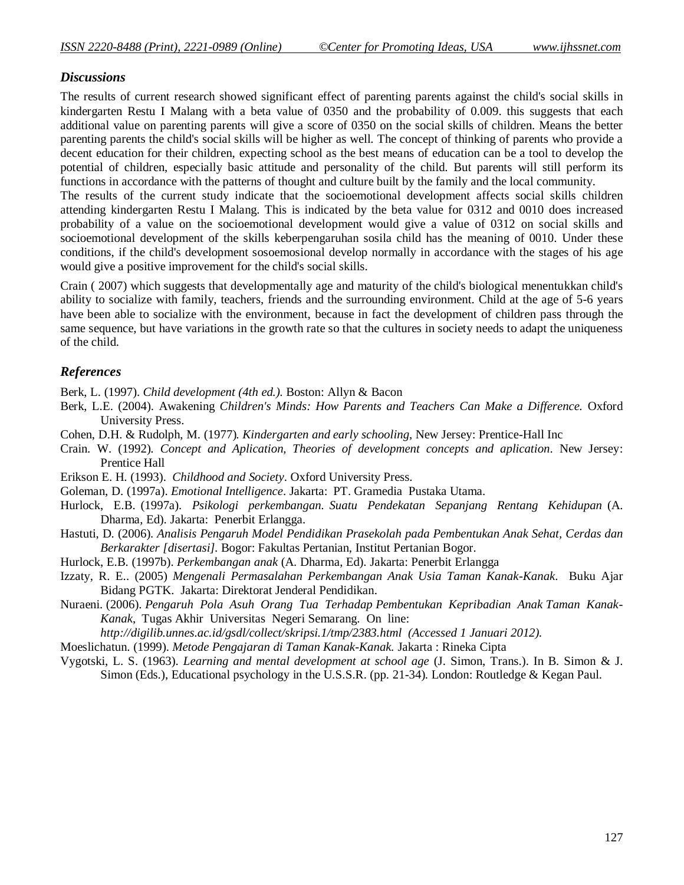### *Discussions*

The results of current research showed significant effect of parenting parents against the child's social skills in kindergarten Restu I Malang with a beta value of 0350 and the probability of 0.009. this suggests that each additional value on parenting parents will give a score of 0350 on the social skills of children. Means the better parenting parents the child's social skills will be higher as well. The concept of thinking of parents who provide a decent education for their children, expecting school as the best means of education can be a tool to develop the potential of children, especially basic attitude and personality of the child. But parents will still perform its functions in accordance with the patterns of thought and culture built by the family and the local community.

The results of the current study indicate that the socioemotional development affects social skills children attending kindergarten Restu I Malang. This is indicated by the beta value for 0312 and 0010 does increased probability of a value on the socioemotional development would give a value of 0312 on social skills and socioemotional development of the skills keberpengaruhan sosila child has the meaning of 0010. Under these conditions, if the child's development sosoemosional develop normally in accordance with the stages of his age would give a positive improvement for the child's social skills.

Crain ( 2007) which suggests that developmentally age and maturity of the child's biological menentukkan child's ability to socialize with family, teachers, friends and the surrounding environment. Child at the age of 5-6 years have been able to socialize with the environment, because in fact the development of children pass through the same sequence, but have variations in the growth rate so that the cultures in society needs to adapt the uniqueness of the child.

### *References*

Berk, L. (1997). *Child development (4th ed.).* Boston: Allyn & Bacon

Berk, L.E. (2004). Awakening *Children's Minds: How Parents and Teachers Can Make a Difference.* Oxford University Press.

Cohen, D.H. & Rudolph, M. (1977). *Kindergarten and early schooling*, New Jersey: Prentice-Hall Inc

Crain. W. (1992). *Concept and Aplication, Theories of development concepts and aplication*. New Jersey: Prentice Hall

Erikson E. H. (1993). *Childhood and Society*. Oxford University Press.

Goleman, D. (1997a). *Emotional Intelligence*. Jakarta: PT. Gramedia Pustaka Utama.

Hurlock, E.B. (1997a). *Psikologi perkembangan. Suatu Pendekatan Sepanjang Rentang Kehidupan* (A. Dharma, Ed). Jakarta: Penerbit Erlangga.

Hastuti, D. (2006). *Analisis Pengaruh Model Pendidikan Prasekolah pada Pembentukan Anak Sehat, Cerdas dan Berkarakter [disertasi].* Bogor: Fakultas Pertanian, Institut Pertanian Bogor.

Hurlock, E.B. (1997b). *Perkembangan anak* (A. Dharma, Ed). Jakarta: Penerbit Erlangga

Izzaty, R. E.. (2005) *Mengenali Permasalahan Perkembangan Anak Usia Taman Kanak-Kanak*. Buku Ajar Bidang PGTK. Jakarta: Direktorat Jenderal Pendidikan.

Nuraeni. (2006). *Pengaruh Pola Asuh Orang Tua Terhadap Pembentukan Kepribadian Anak Taman Kanak-Kanak*, Tugas Akhir Universitas Negeri Semarang. On line: *http://digilib.unnes.ac.id/gsdl/collect/skripsi.1/tmp/2383.html (Accessed 1 Januari 2012).*

Moeslichatun. (1999). *Metode Pengajaran di Taman Kanak-Kanak.* Jakarta : Rineka Cipta

Vygotski, L. S. (1963). *Learning and mental development at school age* (J. Simon, Trans.). In B. Simon & J. Simon (Eds.), Educational psychology in the U.S.S.R. (pp. 21-34). London: Routledge & Kegan Paul.